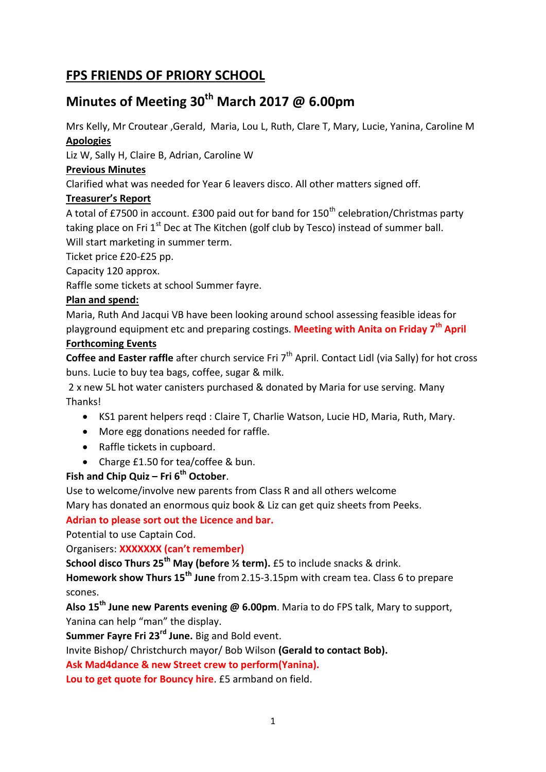# FPS FRIENDS OF PRIORY SCHOOL

## Minutes of Meeting 30th March 2017 @ 6.00pm

Mrs Kelly, Mr Croutear ,Gerald, Maria, Lou L, Ruth, Clare T, Mary, Lucie, Yanina, Caroline M

**Apologies**

Liz W, Sally H, Claire B, Adrian, Caroline W

**Previous Minutes**

Clarified what was needed for Year 6 leavers disco. All other matters signed off.

**Treasurer's Report**

A total of £7500 in account. £300 paid out for band for 150th celebration/Christmas party taking place on Fri 1st Dec at The Kitchen (golf club by Tesco) instead of summer ball.
Will start marketing in summer term.
Ticket price £20-£25 pp.
Capacity 120 approx.
Raffle some tickets at school Summer fayre.

**Plan and spend:**

Maria, Ruth And Jacqui VB have been looking around school assessing feasible ideas for playground equipment etc and preparing costings. **Meeting with Anita on Friday 7th April**

**Forthcoming Events**

**Coffee and Easter raffle** after church service Fri 7th April. Contact Lidl (via Sally) for hot cross buns. Lucie to buy tea bags, coffee, sugar & milk.
2 x new 5L hot water canisters purchased & donated by Maria for use serving. Many Thanks!

- KS1 parent helpers reqd : Claire T, Charlie Watson, Lucie HD, Maria, Ruth, Mary.
- More egg donations needed for raffle.
- Raffle tickets in cupboard.
- Charge £1.50 for tea/coffee & bun.

**Fish and Chip Quiz – Fri 6th October**.
Use to welcome/involve new parents from Class R and all others welcome
Mary has donated an enormous quiz book & Liz can get quiz sheets from Peeks.
**Adrian to please sort out the Licence and bar.**
Potential to use Captain Cod.
Organisers: **XXXXXXX (can't remember)**

**School disco Thurs 25th May (before ½ term).** £5 to include snacks & drink.

**Homework show Thurs 15th June** from 2.15-3.15pm with cream tea. Class 6 to prepare scones.

**Also 15th June new Parents evening @ 6.00pm**. Maria to do FPS talk, Mary to support, Yanina can help "man" the display.

**Summer Fayre Fri 23rd June.** Big and Bold event.
Invite Bishop/ Christchurch mayor/ Bob Wilson **(Gerald to contact Bob).**
**Ask Mad4dance & new Street crew to perform(Yanina).**
**Lou to get quote for Bouncy hire**. £5 armband on field.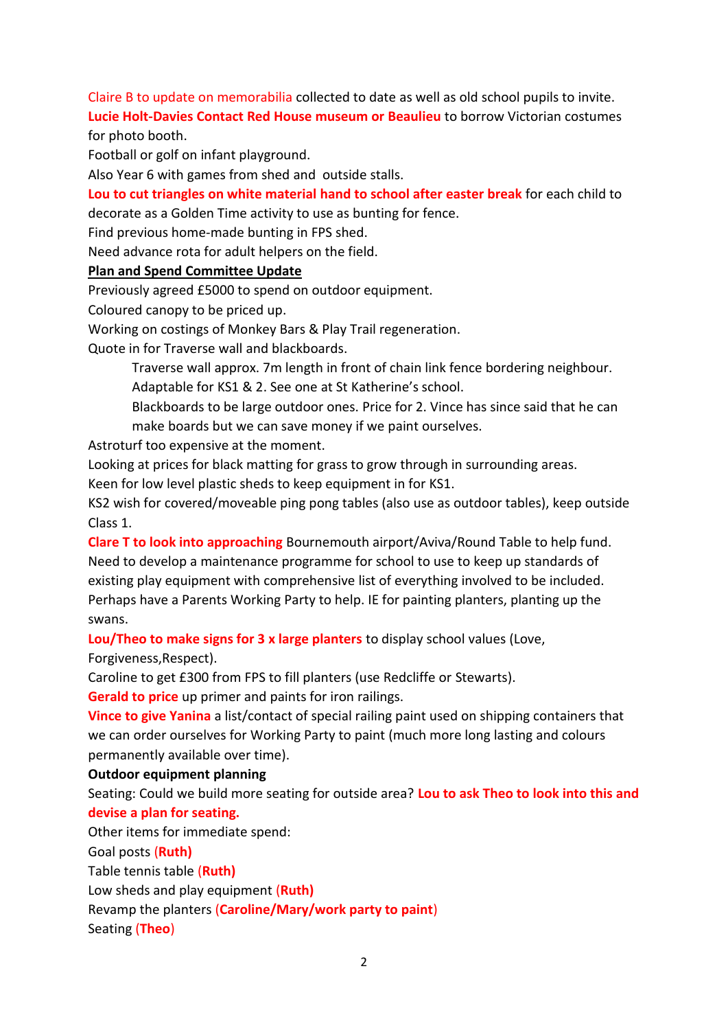Claire B to update on memorabilia collected to date as well as old school pupils to invite.
**Lucie Holt-Davies Contact Red House museum or Beaulieu** to borrow Victorian costumes for photo booth.
Football or golf on infant playground.
Also Year 6 with games from shed and outside stalls.
**Lou to cut triangles on white material hand to school after easter break** for each child to decorate as a Golden Time activity to use as bunting for fence.
Find previous home-made bunting in FPS shed.
Need advance rota for adult helpers on the field.

**Plan and Spend Committee Update**

Previously agreed £5000 to spend on outdoor equipment.
Coloured canopy to be priced up.
Working on costings of Monkey Bars & Play Trail regeneration.
Quote in for Traverse wall and blackboards.

> Traverse wall approx. 7m length in front of chain link fence bordering neighbour. Adaptable for KS1 & 2. See one at St Katherine's school.
> Blackboards to be large outdoor ones. Price for 2. Vince has since said that he can make boards but we can save money if we paint ourselves.

Astroturf too expensive at the moment.
Looking at prices for black matting for grass to grow through in surrounding areas.
Keen for low level plastic sheds to keep equipment in for KS1.
KS2 wish for covered/moveable ping pong tables (also use as outdoor tables), keep outside Class 1.
**Clare T to look into approaching** Bournemouth airport/Aviva/Round Table to help fund.
Need to develop a maintenance programme for school to use to keep up standards of existing play equipment with comprehensive list of everything involved to be included.
Perhaps have a Parents Working Party to help. IE for painting planters, planting up the swans.
**Lou/Theo to make signs for 3 x large planters** to display school values (Love, Forgiveness,Respect).
Caroline to get £300 from FPS to fill planters (use Redcliffe or Stewarts).
**Gerald to price** up primer and paints for iron railings.
**Vince to give Yanina** a list/contact of special railing paint used on shipping containers that we can order ourselves for Working Party to paint (much more long lasting and colours permanently available over time).

**Outdoor equipment planning**

Seating: Could we build more seating for outside area? **Lou to ask Theo to look into this and devise a plan for seating.**
Other items for immediate spend:
Goal posts **(Ruth)**
Table tennis table **(Ruth)**
Low sheds and play equipment **(Ruth)**
Revamp the planters (**Caroline/Mary/work party to paint**)
Seating (**Theo**)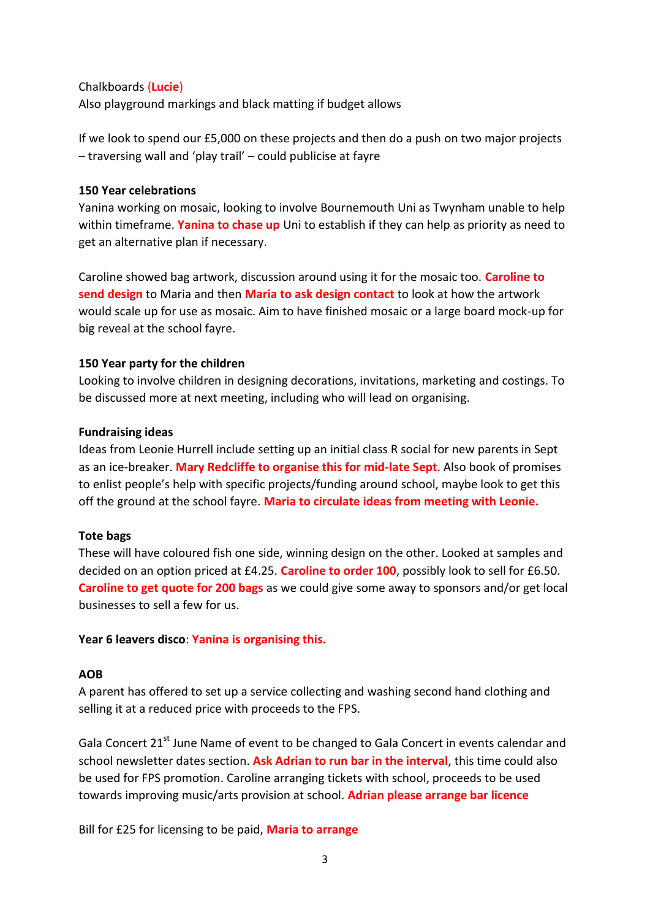Chalkboards (**Lucie**)
Also playground markings and black matting if budget allows

If we look to spend our £5,000 on these projects and then do a push on two major projects – traversing wall and 'play trail' – could publicise at fayre

**150 Year celebrations**
Yanina working on mosaic, looking to involve Bournemouth Uni as Twynham unable to help within timeframe. **Yanina to chase up** Uni to establish if they can help as priority as need to get an alternative plan if necessary.

Caroline showed bag artwork, discussion around using it for the mosaic too. **Caroline to send design** to Maria and then **Maria to ask design contact** to look at how the artwork would scale up for use as mosaic. Aim to have finished mosaic or a large board mock-up for big reveal at the school fayre.

**150 Year party for the children**
Looking to involve children in designing decorations, invitations, marketing and costings. To be discussed more at next meeting, including who will lead on organising.

**Fundraising ideas**
Ideas from Leonie Hurrell include setting up an initial class R social for new parents in Sept as an ice-breaker. **Mary Redcliffe to organise this for mid-late Sept**. Also book of promises to enlist people's help with specific projects/funding around school, maybe look to get this off the ground at the school fayre. **Maria to circulate ideas from meeting with Leonie.**

**Tote bags**
These will have coloured fish one side, winning design on the other. Looked at samples and decided on an option priced at £4.25. **Caroline to order 100**, possibly look to sell for £6.50. **Caroline to get quote for 200 bags** as we could give some away to sponsors and/or get local businesses to sell a few for us.

**Year 6 leavers disco**: **Yanina is organising this.**

**AOB**
A parent has offered to set up a service collecting and washing second hand clothing and selling it at a reduced price with proceeds to the FPS.

Gala Concert 21st June Name of event to be changed to Gala Concert in events calendar and school newsletter dates section. **Ask Adrian to run bar in the interval**, this time could also be used for FPS promotion. Caroline arranging tickets with school, proceeds to be used towards improving music/arts provision at school. **Adrian please arrange bar licence**

Bill for £25 for licensing to be paid, **Maria to arrange**